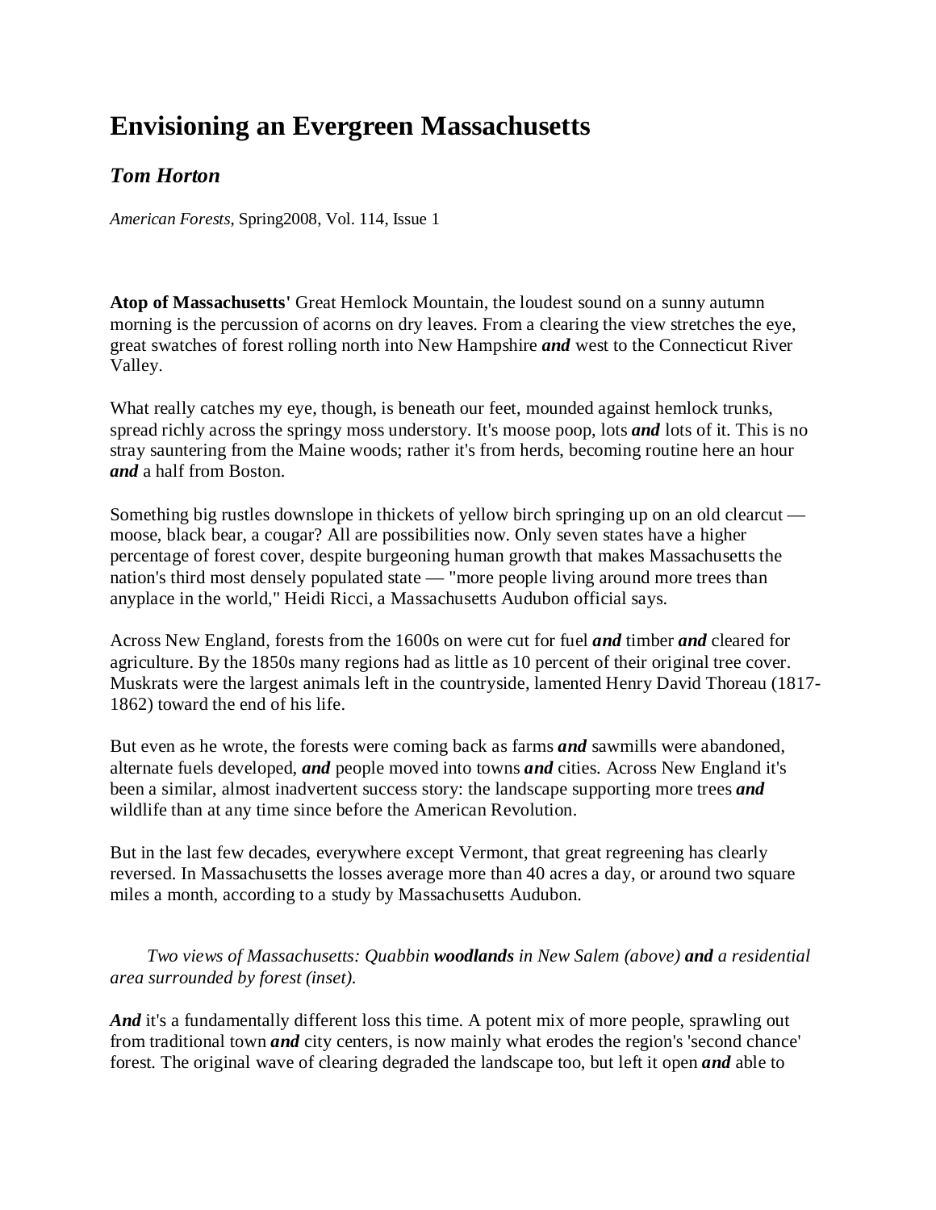# Envisioning an Evergreen Massachusetts

## *Tom Horton*

*American Forests*, Spring2008, Vol. 114, Issue 1

**Atop of Massachusetts'** Great Hemlock Mountain, the loudest sound on a sunny autumn morning is the percussion of acorns on dry leaves. From a clearing the view stretches the eye, great swatches of forest rolling north into New Hampshire ***and*** west to the Connecticut River Valley.

What really catches my eye, though, is beneath our feet, mounded against hemlock trunks, spread richly across the springy moss understory. It's moose poop, lots ***and*** lots of it. This is no stray sauntering from the Maine woods; rather it's from herds, becoming routine here an hour ***and*** a half from Boston.

Something big rustles downslope in thickets of yellow birch springing up on an old clearcut — moose, black bear, a cougar? All are possibilities now. Only seven states have a higher percentage of forest cover, despite burgeoning human growth that makes Massachusetts the nation's third most densely populated state — "more people living around more trees than anyplace in the world," Heidi Ricci, a Massachusetts Audubon official says.

Across New England, forests from the 1600s on were cut for fuel ***and*** timber ***and*** cleared for agriculture. By the 1850s many regions had as little as 10 percent of their original tree cover. Muskrats were the largest animals left in the countryside, lamented Henry David Thoreau (1817-1862) toward the end of his life.

But even as he wrote, the forests were coming back as farms ***and*** sawmills were abandoned, alternate fuels developed, ***and*** people moved into towns ***and*** cities. Across New England it's been a similar, almost inadvertent success story: the landscape supporting more trees ***and*** wildlife than at any time since before the American Revolution.

But in the last few decades, everywhere except Vermont, that great regreening has clearly reversed. In Massachusetts the losses average more than 40 acres a day, or around two square miles a month, according to a study by Massachusetts Audubon.

*Two views of Massachusetts: Quabbin **woodlands** in New Salem (above) **and** a residential area surrounded by forest (inset).*

***And*** it's a fundamentally different loss this time. A potent mix of more people, sprawling out from traditional town ***and*** city centers, is now mainly what erodes the region's 'second chance' forest. The original wave of clearing degraded the landscape too, but left it open ***and*** able to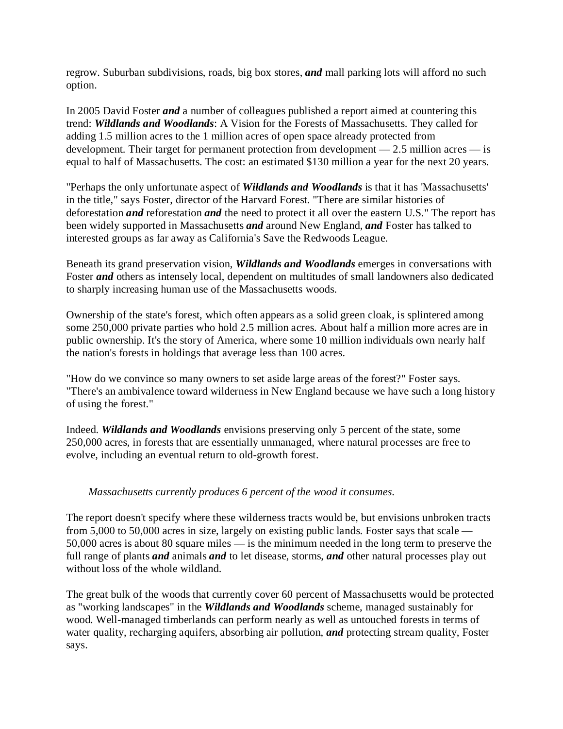regrow. Suburban subdivisions, roads, big box stores, ***and*** mall parking lots will afford no such option.

In 2005 David Foster ***and*** a number of colleagues published a report aimed at countering this trend: ***Wildlands and Woodlands***: A Vision for the Forests of Massachusetts. They called for adding 1.5 million acres to the 1 million acres of open space already protected from development. Their target for permanent protection from development — 2.5 million acres — is equal to half of Massachusetts. The cost: an estimated $130 million a year for the next 20 years.

"Perhaps the only unfortunate aspect of ***Wildlands and Woodlands*** is that it has 'Massachusetts' in the title," says Foster, director of the Harvard Forest. "There are similar histories of deforestation ***and*** reforestation ***and*** the need to protect it all over the eastern U.S." The report has been widely supported in Massachusetts ***and*** around New England, ***and*** Foster has talked to interested groups as far away as California's Save the Redwoods League.

Beneath its grand preservation vision, ***Wildlands and Woodlands*** emerges in conversations with Foster ***and*** others as intensely local, dependent on multitudes of small landowners also dedicated to sharply increasing human use of the Massachusetts woods.

Ownership of the state's forest, which often appears as a solid green cloak, is splintered among some 250,000 private parties who hold 2.5 million acres. About half a million more acres are in public ownership. It's the story of America, where some 10 million individuals own nearly half the nation's forests in holdings that average less than 100 acres.

"How do we convince so many owners to set aside large areas of the forest?" Foster says. "There's an ambivalence toward wilderness in New England because we have such a long history of using the forest."

Indeed. ***Wildlands and Woodlands*** envisions preserving only 5 percent of the state, some 250,000 acres, in forests that are essentially unmanaged, where natural processes are free to evolve, including an eventual return to old-growth forest.

*Massachusetts currently produces 6 percent of the wood it consumes.*

The report doesn't specify where these wilderness tracts would be, but envisions unbroken tracts from 5,000 to 50,000 acres in size, largely on existing public lands. Foster says that scale — 50,000 acres is about 80 square miles — is the minimum needed in the long term to preserve the full range of plants ***and*** animals ***and*** to let disease, storms, ***and*** other natural processes play out without loss of the whole wildland.

The great bulk of the woods that currently cover 60 percent of Massachusetts would be protected as "working landscapes" in the ***Wildlands and Woodlands*** scheme, managed sustainably for wood. Well-managed timberlands can perform nearly as well as untouched forests in terms of water quality, recharging aquifers, absorbing air pollution, ***and*** protecting stream quality, Foster says.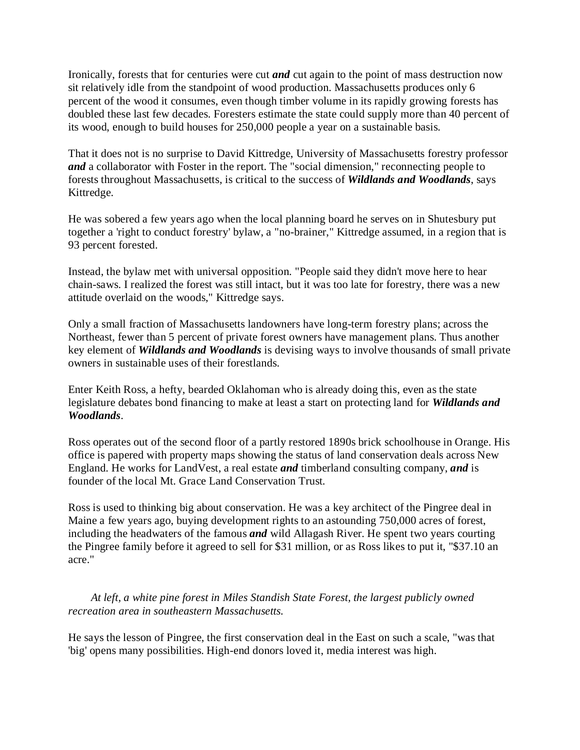Ironically, forests that for centuries were cut ***and*** cut again to the point of mass destruction now sit relatively idle from the standpoint of wood production. Massachusetts produces only 6 percent of the wood it consumes, even though timber volume in its rapidly growing forests has doubled these last few decades. Foresters estimate the state could supply more than 40 percent of its wood, enough to build houses for 250,000 people a year on a sustainable basis.

That it does not is no surprise to David Kittredge, University of Massachusetts forestry professor ***and*** a collaborator with Foster in the report. The "social dimension," reconnecting people to forests throughout Massachusetts, is critical to the success of ***Wildlands and Woodlands***, says Kittredge.

He was sobered a few years ago when the local planning board he serves on in Shutesbury put together a 'right to conduct forestry' bylaw, a "no-brainer," Kittredge assumed, in a region that is 93 percent forested.

Instead, the bylaw met with universal opposition. "People said they didn't move here to hear chain-saws. I realized the forest was still intact, but it was too late for forestry, there was a new attitude overlaid on the woods," Kittredge says.

Only a small fraction of Massachusetts landowners have long-term forestry plans; across the Northeast, fewer than 5 percent of private forest owners have management plans. Thus another key element of ***Wildlands and Woodlands*** is devising ways to involve thousands of small private owners in sustainable uses of their forestlands.

Enter Keith Ross, a hefty, bearded Oklahoman who is already doing this, even as the state legislature debates bond financing to make at least a start on protecting land for ***Wildlands and Woodlands***.

Ross operates out of the second floor of a partly restored 1890s brick schoolhouse in Orange. His office is papered with property maps showing the status of land conservation deals across New England. He works for LandVest, a real estate ***and*** timberland consulting company, ***and*** is founder of the local Mt. Grace Land Conservation Trust.

Ross is used to thinking big about conservation. He was a key architect of the Pingree deal in Maine a few years ago, buying development rights to an astounding 750,000 acres of forest, including the headwaters of the famous ***and*** wild Allagash River. He spent two years courting the Pingree family before it agreed to sell for $31 million, or as Ross likes to put it, "$37.10 an acre."

*At left, a white pine forest in Miles Standish State Forest, the largest publicly owned recreation area in southeastern Massachusetts.*

He says the lesson of Pingree, the first conservation deal in the East on such a scale, "was that 'big' opens many possibilities. High-end donors loved it, media interest was high.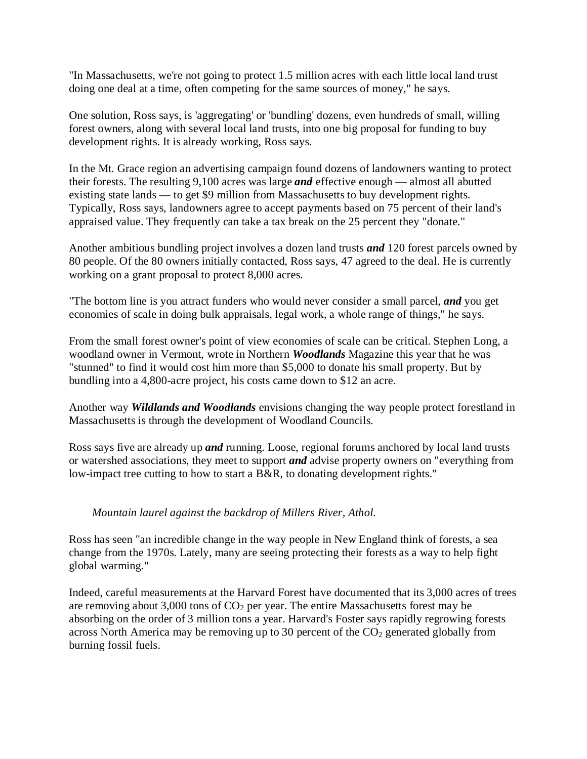"In Massachusetts, we're not going to protect 1.5 million acres with each little local land trust doing one deal at a time, often competing for the same sources of money," he says.

One solution, Ross says, is 'aggregating' or 'bundling' dozens, even hundreds of small, willing forest owners, along with several local land trusts, into one big proposal for funding to buy development rights. It is already working, Ross says.

In the Mt. Grace region an advertising campaign found dozens of landowners wanting to protect their forests. The resulting 9,100 acres was large ***and*** effective enough — almost all abutted existing state lands — to get $9 million from Massachusetts to buy development rights. Typically, Ross says, landowners agree to accept payments based on 75 percent of their land's appraised value. They frequently can take a tax break on the 25 percent they "donate."

Another ambitious bundling project involves a dozen land trusts ***and*** 120 forest parcels owned by 80 people. Of the 80 owners initially contacted, Ross says, 47 agreed to the deal. He is currently working on a grant proposal to protect 8,000 acres.

"The bottom line is you attract funders who would never consider a small parcel, ***and*** you get economies of scale in doing bulk appraisals, legal work, a whole range of things," he says.

From the small forest owner's point of view economies of scale can be critical. Stephen Long, a woodland owner in Vermont, wrote in Northern ***Woodlands*** Magazine this year that he was "stunned" to find it would cost him more than $5,000 to donate his small property. But by bundling into a 4,800-acre project, his costs came down to $12 an acre.

Another way ***Wildlands and Woodlands*** envisions changing the way people protect forestland in Massachusetts is through the development of Woodland Councils.

Ross says five are already up ***and*** running. Loose, regional forums anchored by local land trusts or watershed associations, they meet to support ***and*** advise property owners on "everything from low-impact tree cutting to how to start a B&R, to donating development rights."

*Mountain laurel against the backdrop of Millers River, Athol.*

Ross has seen "an incredible change in the way people in New England think of forests, a sea change from the 1970s. Lately, many are seeing protecting their forests as a way to help fight global warming."

Indeed, careful measurements at the Harvard Forest have documented that its 3,000 acres of trees are removing about 3,000 tons of $CO_2$ per year. The entire Massachusetts forest may be absorbing on the order of 3 million tons a year. Harvard's Foster says rapidly regrowing forests across North America may be removing up to 30 percent of the $CO_2$ generated globally from burning fossil fuels.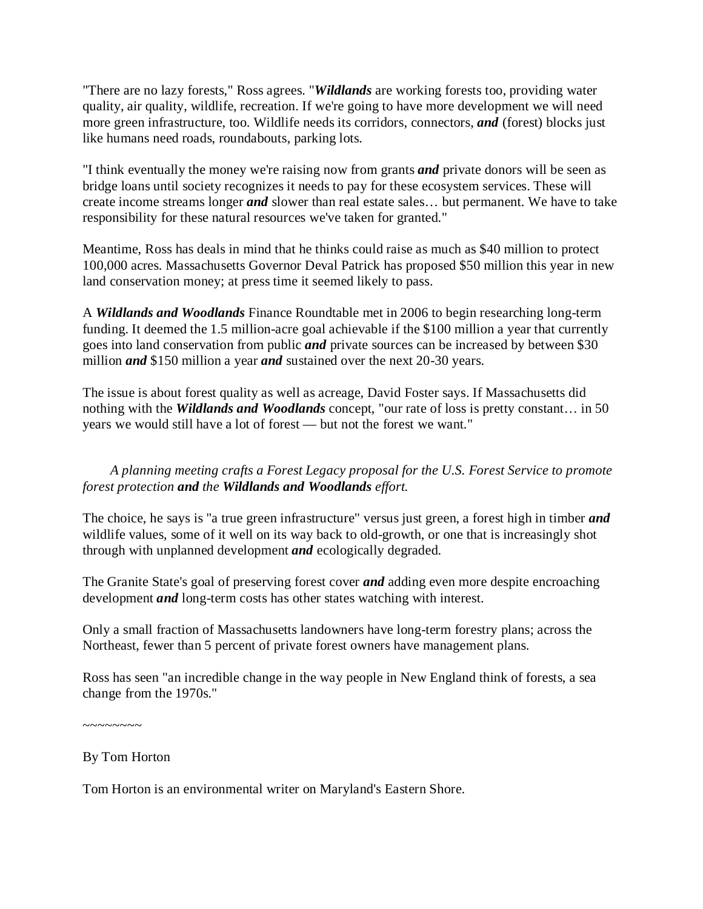"There are no lazy forests," Ross agrees. "***Wildlands*** are working forests too, providing water quality, air quality, wildlife, recreation. If we're going to have more development we will need more green infrastructure, too. Wildlife needs its corridors, connectors, ***and*** (forest) blocks just like humans need roads, roundabouts, parking lots.

"I think eventually the money we're raising now from grants ***and*** private donors will be seen as bridge loans until society recognizes it needs to pay for these ecosystem services. These will create income streams longer ***and*** slower than real estate sales… but permanent. We have to take responsibility for these natural resources we've taken for granted."

Meantime, Ross has deals in mind that he thinks could raise as much as $40 million to protect 100,000 acres. Massachusetts Governor Deval Patrick has proposed $50 million this year in new land conservation money; at press time it seemed likely to pass.

A ***Wildlands and Woodlands*** Finance Roundtable met in 2006 to begin researching long-term funding. It deemed the 1.5 million-acre goal achievable if the $100 million a year that currently goes into land conservation from public ***and*** private sources can be increased by between $30 million ***and*** $150 million a year ***and*** sustained over the next 20-30 years.

The issue is about forest quality as well as acreage, David Foster says. If Massachusetts did nothing with the ***Wildlands and Woodlands*** concept, "our rate of loss is pretty constant… in 50 years we would still have a lot of forest — but not the forest we want."

*A planning meeting crafts a Forest Legacy proposal for the U.S. Forest Service to promote forest protection* ***and*** *the* ***Wildlands and Woodlands*** *effort.*

The choice, he says is "a true green infrastructure" versus just green, a forest high in timber ***and*** wildlife values, some of it well on its way back to old-growth, or one that is increasingly shot through with unplanned development ***and*** ecologically degraded.

The Granite State's goal of preserving forest cover ***and*** adding even more despite encroaching development ***and*** long-term costs has other states watching with interest.

Only a small fraction of Massachusetts landowners have long-term forestry plans; across the Northeast, fewer than 5 percent of private forest owners have management plans.

Ross has seen "an incredible change in the way people in New England think of forests, a sea change from the 1970s."

~~~~~~~~

By Tom Horton

Tom Horton is an environmental writer on Maryland's Eastern Shore.